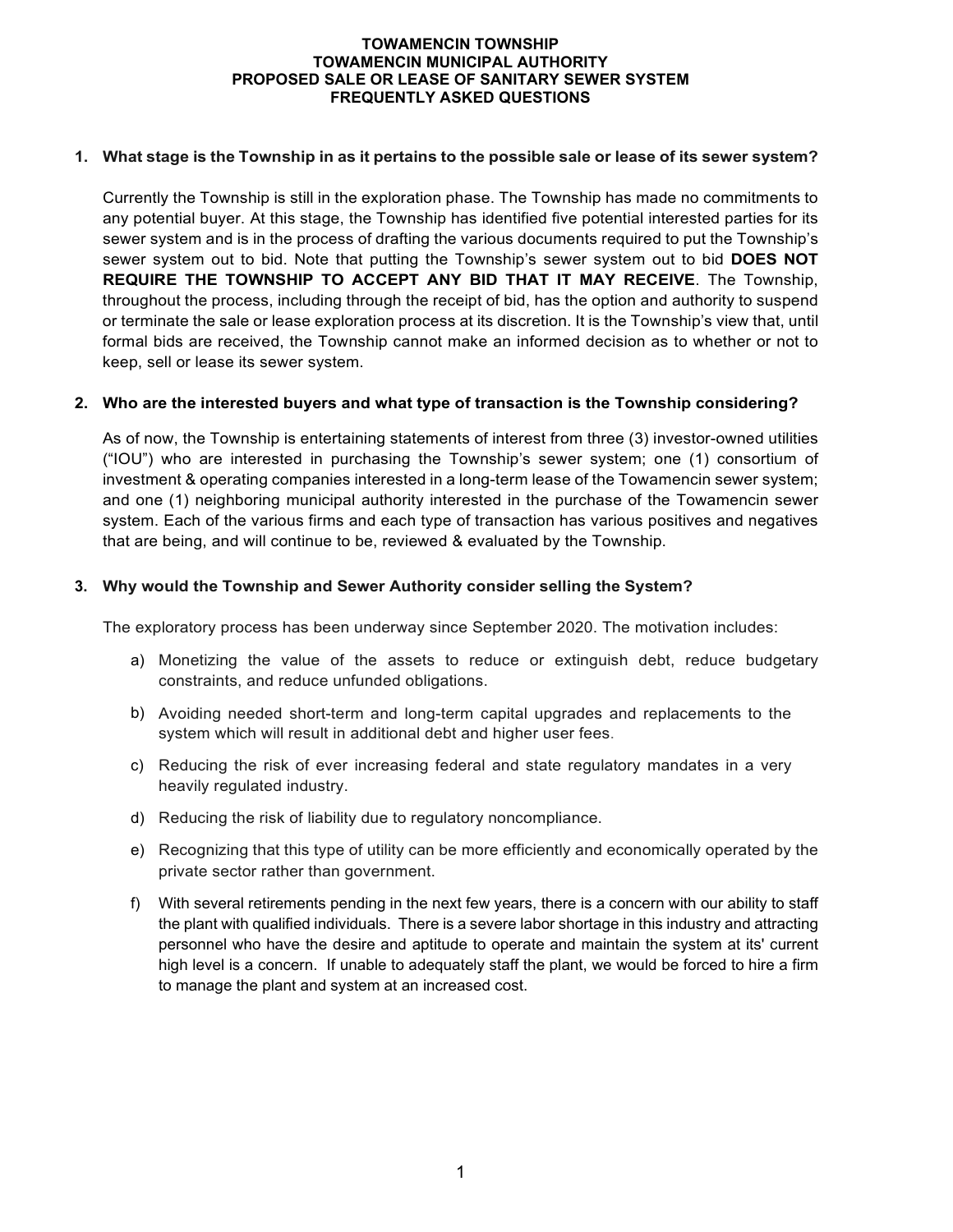# TOWAMENCIN TOWNSHIP
# TOWAMENCIN MUNICIPAL AUTHORITY
# PROPOSED SALE OR LEASE OF SANITARY SEWER SYSTEM
# FREQUENTLY ASKED QUESTIONS

**1. What stage is the Township in as it pertains to the possible sale or lease of its sewer system?**

Currently the Township is still in the exploration phase. The Township has made no commitments to any potential buyer. At this stage, the Township has identified five potential interested parties for its sewer system and is in the process of drafting the various documents required to put the Township's sewer system out to bid. Note that putting the Township's sewer system out to bid **DOES NOT REQUIRE THE TOWNSHIP TO ACCEPT ANY BID THAT IT MAY RECEIVE**. The Township, throughout the process, including through the receipt of bid, has the option and authority to suspend or terminate the sale or lease exploration process at its discretion. It is the Township's view that, until formal bids are received, the Township cannot make an informed decision as to whether or not to keep, sell or lease its sewer system.

**2. Who are the interested buyers and what type of transaction is the Township considering?**

As of now, the Township is entertaining statements of interest from three (3) investor-owned utilities ("IOU") who are interested in purchasing the Township's sewer system; one (1) consortium of investment & operating companies interested in a long-term lease of the Towamencin sewer system; and one (1) neighboring municipal authority interested in the purchase of the Towamencin sewer system. Each of the various firms and each type of transaction has various positives and negatives that are being, and will continue to be, reviewed & evaluated by the Township.

**3. Why would the Township and Sewer Authority consider selling the System?**

The exploratory process has been underway since September 2020. The motivation includes:

a) Monetizing the value of the assets to reduce or extinguish debt, reduce budgetary constraints, and reduce unfunded obligations.

b) Avoiding needed short-term and long-term capital upgrades and replacements to the system which will result in additional debt and higher user fees.

c) Reducing the risk of ever increasing federal and state regulatory mandates in a very heavily regulated industry.

d) Reducing the risk of liability due to regulatory noncompliance.

e) Recognizing that this type of utility can be more efficiently and economically operated by the private sector rather than government.

f) With several retirements pending in the next few years, there is a concern with our ability to staff the plant with qualified individuals. There is a severe labor shortage in this industry and attracting personnel who have the desire and aptitude to operate and maintain the system at its' current high level is a concern. If unable to adequately staff the plant, we would be forced to hire a firm to manage the plant and system at an increased cost.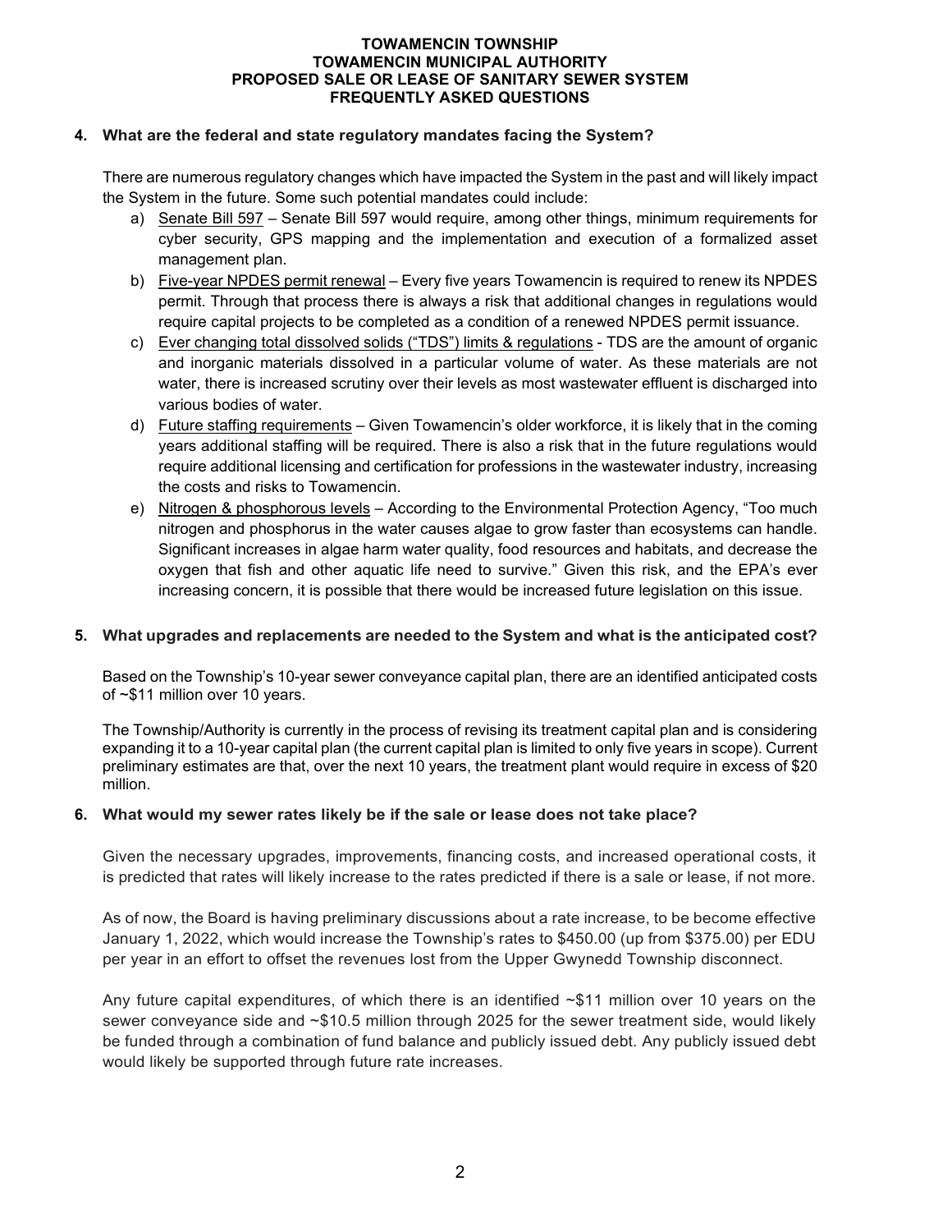**4. What are the federal and state regulatory mandates facing the System?**

There are numerous regulatory changes which have impacted the System in the past and will likely impact the System in the future. Some such potential mandates could include:

a) Senate Bill 597 – Senate Bill 597 would require, among other things, minimum requirements for cyber security, GPS mapping and the implementation and execution of a formalized asset management plan.

b) Five-year NPDES permit renewal – Every five years Towamencin is required to renew its NPDES permit. Through that process there is always a risk that additional changes in regulations would require capital projects to be completed as a condition of a renewed NPDES permit issuance.

c) Ever changing total dissolved solids ("TDS") limits & regulations - TDS are the amount of organic and inorganic materials dissolved in a particular volume of water. As these materials are not water, there is increased scrutiny over their levels as most wastewater effluent is discharged into various bodies of water.

d) Future staffing requirements – Given Towamencin's older workforce, it is likely that in the coming years additional staffing will be required. There is also a risk that in the future regulations would require additional licensing and certification for professions in the wastewater industry, increasing the costs and risks to Towamencin.

e) Nitrogen & phosphorous levels – According to the Environmental Protection Agency, "Too much nitrogen and phosphorus in the water causes algae to grow faster than ecosystems can handle. Significant increases in algae harm water quality, food resources and habitats, and decrease the oxygen that fish and other aquatic life need to survive." Given this risk, and the EPA's ever increasing concern, it is possible that there would be increased future legislation on this issue.

**5. What upgrades and replacements are needed to the System and what is the anticipated cost?**

Based on the Township's 10-year sewer conveyance capital plan, there are an identified anticipated costs of ~$11 million over 10 years.

The Township/Authority is currently in the process of revising its treatment capital plan and is considering expanding it to a 10-year capital plan (the current capital plan is limited to only five years in scope). Current preliminary estimates are that, over the next 10 years, the treatment plant would require in excess of $20 million.

**6. What would my sewer rates likely be if the sale or lease does not take place?**

Given the necessary upgrades, improvements, financing costs, and increased operational costs, it is predicted that rates will likely increase to the rates predicted if there is a sale or lease, if not more.

As of now, the Board is having preliminary discussions about a rate increase, to be become effective January 1, 2022, which would increase the Township's rates to $450.00 (up from $375.00) per EDU per year in an effort to offset the revenues lost from the Upper Gwynedd Township disconnect.

Any future capital expenditures, of which there is an identified ~$11 million over 10 years on the sewer conveyance side and ~$10.5 million through 2025 for the sewer treatment side, would likely be funded through a combination of fund balance and publicly issued debt. Any publicly issued debt would likely be supported through future rate increases.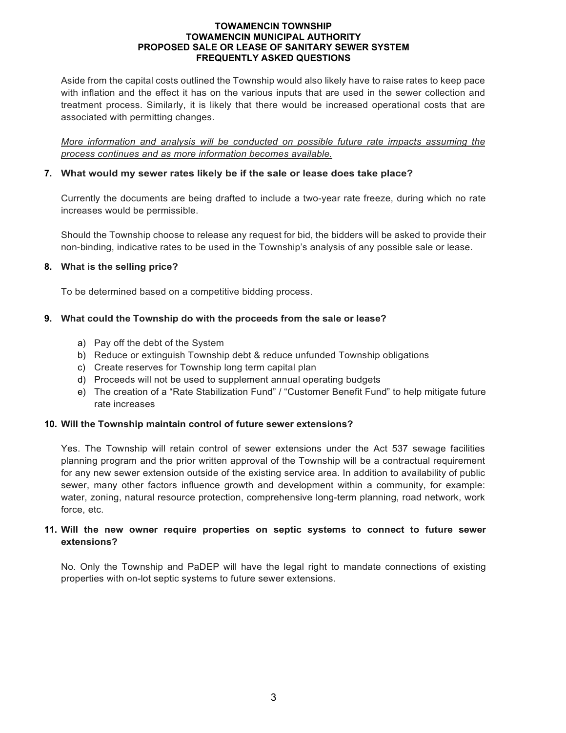Aside from the capital costs outlined the Township would also likely have to raise rates to keep pace with inflation and the effect it has on the various inputs that are used in the sewer collection and treatment process. Similarly, it is likely that there would be increased operational costs that are associated with permitting changes.

*More information and analysis will be conducted on possible future rate impacts assuming the process continues and as more information becomes available.*

**7. What would my sewer rates likely be if the sale or lease does take place?**

Currently the documents are being drafted to include a two-year rate freeze, during which no rate increases would be permissible.

Should the Township choose to release any request for bid, the bidders will be asked to provide their non-binding, indicative rates to be used in the Township's analysis of any possible sale or lease.

**8. What is the selling price?**

To be determined based on a competitive bidding process.

**9. What could the Township do with the proceeds from the sale or lease?**

a) Pay off the debt of the System
b) Reduce or extinguish Township debt & reduce unfunded Township obligations
c) Create reserves for Township long term capital plan
d) Proceeds will not be used to supplement annual operating budgets
e) The creation of a "Rate Stabilization Fund" / "Customer Benefit Fund" to help mitigate future rate increases

**10. Will the Township maintain control of future sewer extensions?**

Yes. The Township will retain control of sewer extensions under the Act 537 sewage facilities planning program and the prior written approval of the Township will be a contractual requirement for any new sewer extension outside of the existing service area. In addition to availability of public sewer, many other factors influence growth and development within a community, for example: water, zoning, natural resource protection, comprehensive long-term planning, road network, work force, etc.

**11. Will the new owner require properties on septic systems to connect to future sewer extensions?**

No. Only the Township and PaDEP will have the legal right to mandate connections of existing properties with on-lot septic systems to future sewer extensions.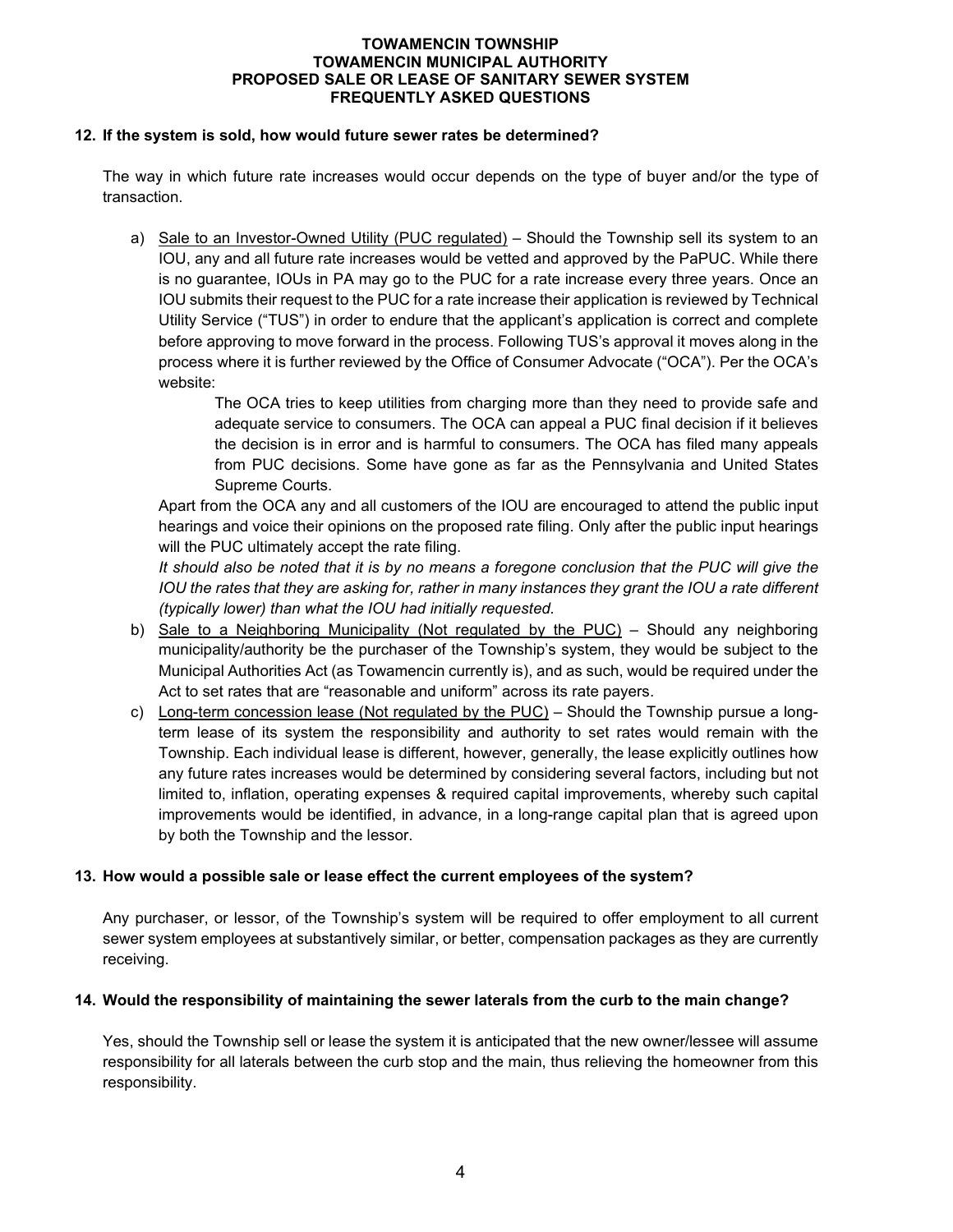**TOWAMENCIN TOWNSHIP**
**TOWAMENCIN MUNICIPAL AUTHORITY**
**PROPOSED SALE OR LEASE OF SANITARY SEWER SYSTEM**
**FREQUENTLY ASKED QUESTIONS**

**12. If the system is sold, how would future sewer rates be determined?**

The way in which future rate increases would occur depends on the type of buyer and/or the type of transaction.

a) <u>Sale to an Investor-Owned Utility (PUC regulated)</u> – Should the Township sell its system to an IOU, any and all future rate increases would be vetted and approved by the PaPUC. While there is no guarantee, IOUs in PA may go to the PUC for a rate increase every three years. Once an IOU submits their request to the PUC for a rate increase their application is reviewed by Technical Utility Service ("TUS") in order to endure that the applicant's application is correct and complete before approving to move forward in the process. Following TUS's approval it moves along in the process where it is further reviewed by the Office of Consumer Advocate ("OCA"). Per the OCA's website:

> The OCA tries to keep utilities from charging more than they need to provide safe and adequate service to consumers. The OCA can appeal a PUC final decision if it believes the decision is in error and is harmful to consumers. The OCA has filed many appeals from PUC decisions. Some have gone as far as the Pennsylvania and United States Supreme Courts.

Apart from the OCA any and all customers of the IOU are encouraged to attend the public input hearings and voice their opinions on the proposed rate filing. Only after the public input hearings will the PUC ultimately accept the rate filing.

*It should also be noted that it is by no means a foregone conclusion that the PUC will give the IOU the rates that they are asking for, rather in many instances they grant the IOU a rate different (typically lower) than what the IOU had initially requested.*

b) <u>Sale to a Neighboring Municipality (Not regulated by the PUC)</u> – Should any neighboring municipality/authority be the purchaser of the Township's system, they would be subject to the Municipal Authorities Act (as Towamencin currently is), and as such, would be required under the Act to set rates that are "reasonable and uniform" across its rate payers.

c) <u>Long-term concession lease (Not regulated by the PUC)</u> – Should the Township pursue a long-term lease of its system the responsibility and authority to set rates would remain with the Township. Each individual lease is different, however, generally, the lease explicitly outlines how any future rates increases would be determined by considering several factors, including but not limited to, inflation, operating expenses & required capital improvements, whereby such capital improvements would be identified, in advance, in a long-range capital plan that is agreed upon by both the Township and the lessor.

**13. How would a possible sale or lease effect the current employees of the system?**

Any purchaser, or lessor, of the Township's system will be required to offer employment to all current sewer system employees at substantively similar, or better, compensation packages as they are currently receiving.

**14. Would the responsibility of maintaining the sewer laterals from the curb to the main change?**

Yes, should the Township sell or lease the system it is anticipated that the new owner/lessee will assume responsibility for all laterals between the curb stop and the main, thus relieving the homeowner from this responsibility.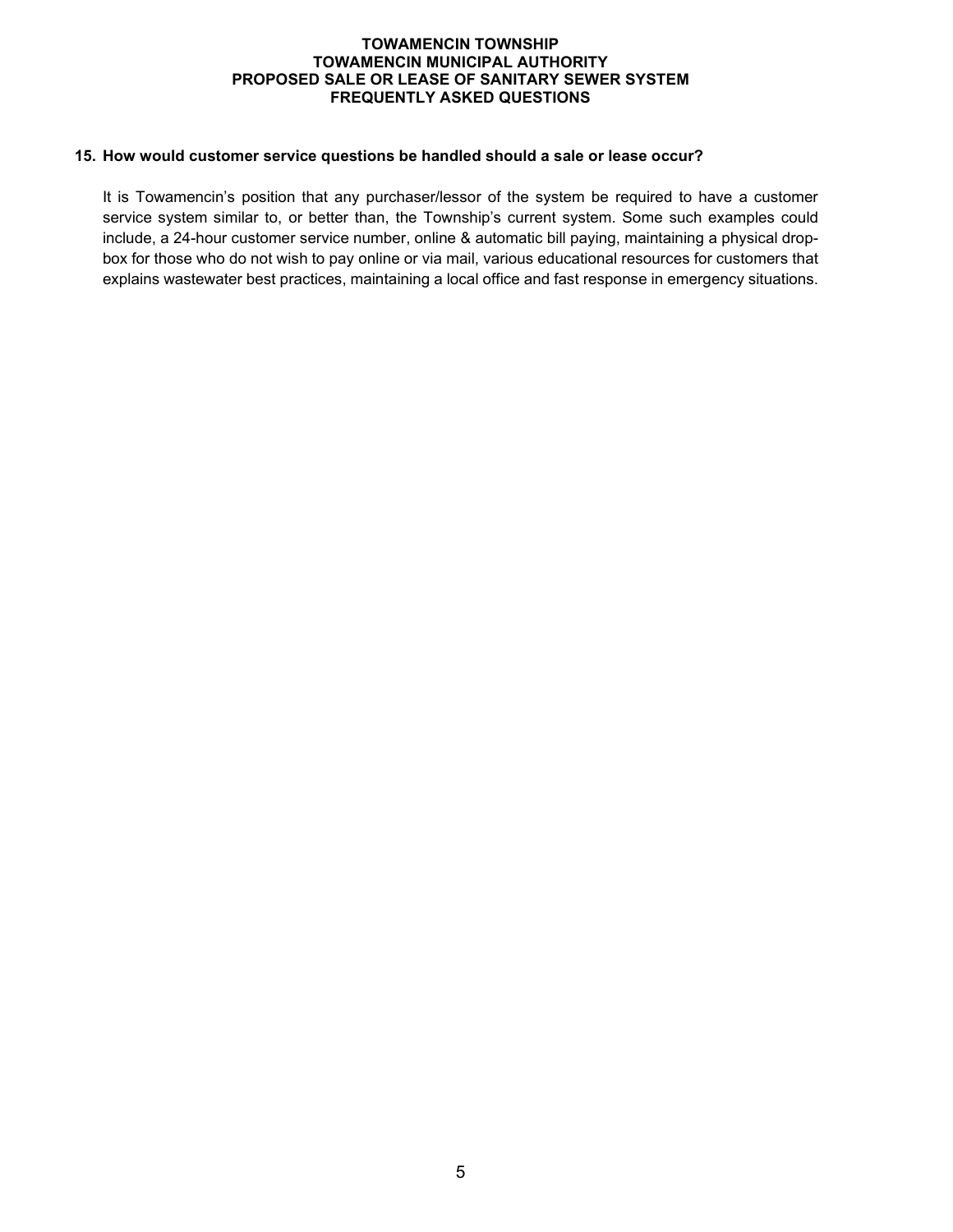**15. How would customer service questions be handled should a sale or lease occur?**

It is Towamencin's position that any purchaser/lessor of the system be required to have a customer service system similar to, or better than, the Township's current system. Some such examples could include, a 24-hour customer service number, online & automatic bill paying, maintaining a physical drop-box for those who do not wish to pay online or via mail, various educational resources for customers that explains wastewater best practices, maintaining a local office and fast response in emergency situations.